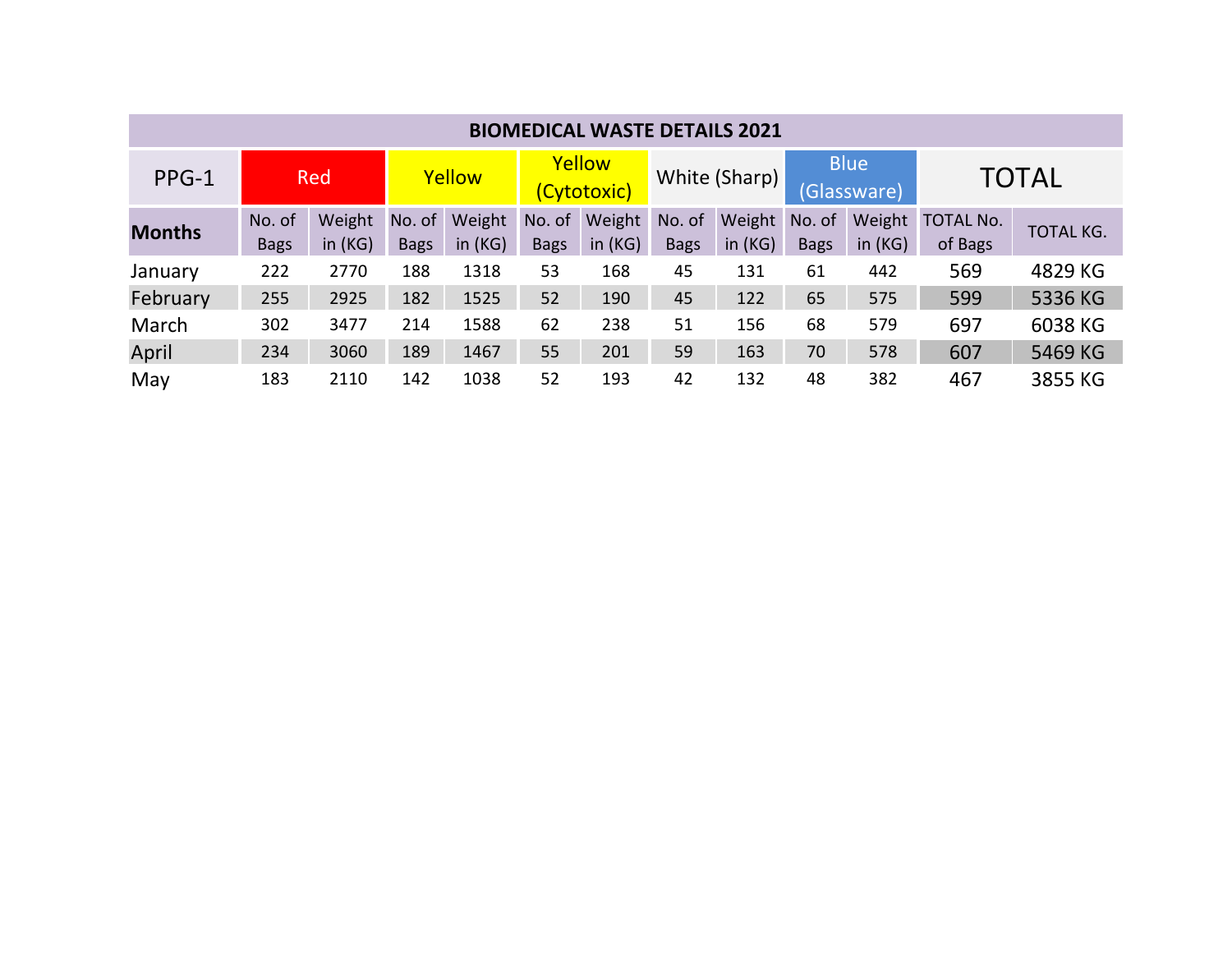| BIOMEDICAL WASTE DETAILS 2021 | | | | | | | | | | | | |
|---|---|---|---|---|---|---|---|---|---|---|---|---|
| PPG-1 | Red | | Yellow | | Yellow (Cytotoxic) | | White (Sharp) | | Blue (Glassware) | | TOTAL | |
| Months | No. of Bags | Weight in (KG) | No. of Bags | Weight in (KG) | No. of Bags | Weight in (KG) | No. of Bags | Weight in (KG) | No. of Bags | Weight in (KG) | TOTAL No. of Bags | TOTAL KG. |
| January | 222 | 2770 | 188 | 1318 | 53 | 168 | 45 | 131 | 61 | 442 | 569 | 4829 KG |
| February | 255 | 2925 | 182 | 1525 | 52 | 190 | 45 | 122 | 65 | 575 | 599 | 5336 KG |
| March | 302 | 3477 | 214 | 1588 | 62 | 238 | 51 | 156 | 68 | 579 | 697 | 6038 KG |
| April | 234 | 3060 | 189 | 1467 | 55 | 201 | 59 | 163 | 70 | 578 | 607 | 5469 KG |
| May | 183 | 2110 | 142 | 1038 | 52 | 193 | 42 | 132 | 48 | 382 | 467 | 3855 KG |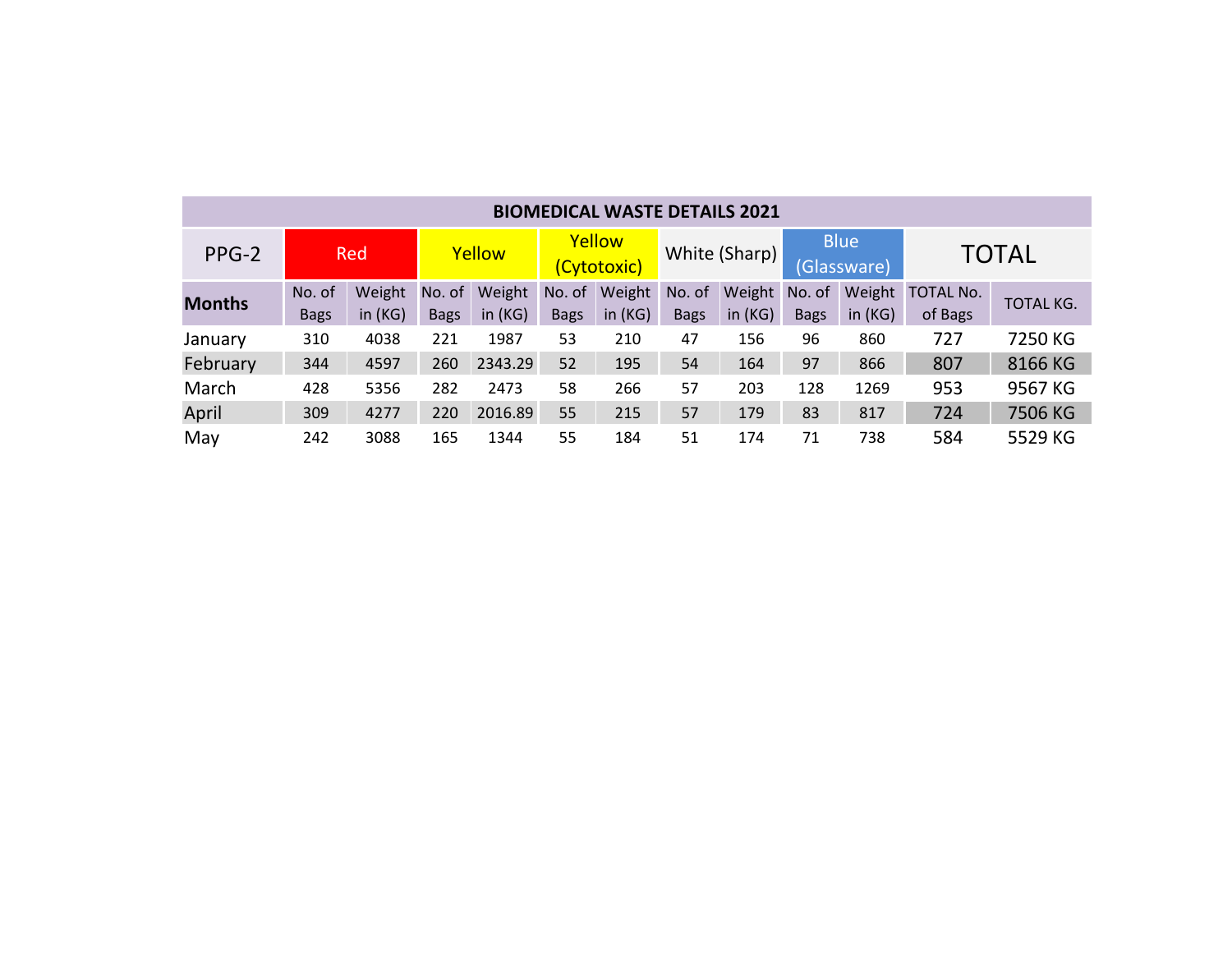| BIOMEDICAL WASTE DETAILS 2021 | | | | | | | | | | | | |
|---|---|---|---|---|---|---|---|---|---|---|---|---|
| PPG-2 | Red | | Yellow | | Yellow (Cytotoxic) | | White (Sharp) | | Blue (Glassware) | | TOTAL | |
| Months | No. of Bags | Weight in (KG) | No. of Bags | Weight in (KG) | No. of Bags | Weight in (KG) | No. of Bags | Weight in (KG) | No. of Bags | Weight in (KG) | TOTAL No. of Bags | TOTAL KG. |
| January | 310 | 4038 | 221 | 1987 | 53 | 210 | 47 | 156 | 96 | 860 | 727 | 7250 KG |
| February | 344 | 4597 | 260 | 2343.29 | 52 | 195 | 54 | 164 | 97 | 866 | 807 | 8166 KG |
| March | 428 | 5356 | 282 | 2473 | 58 | 266 | 57 | 203 | 128 | 1269 | 953 | 9567 KG |
| April | 309 | 4277 | 220 | 2016.89 | 55 | 215 | 57 | 179 | 83 | 817 | 724 | 7506 KG |
| May | 242 | 3088 | 165 | 1344 | 55 | 184 | 51 | 174 | 71 | 738 | 584 | 5529 KG |